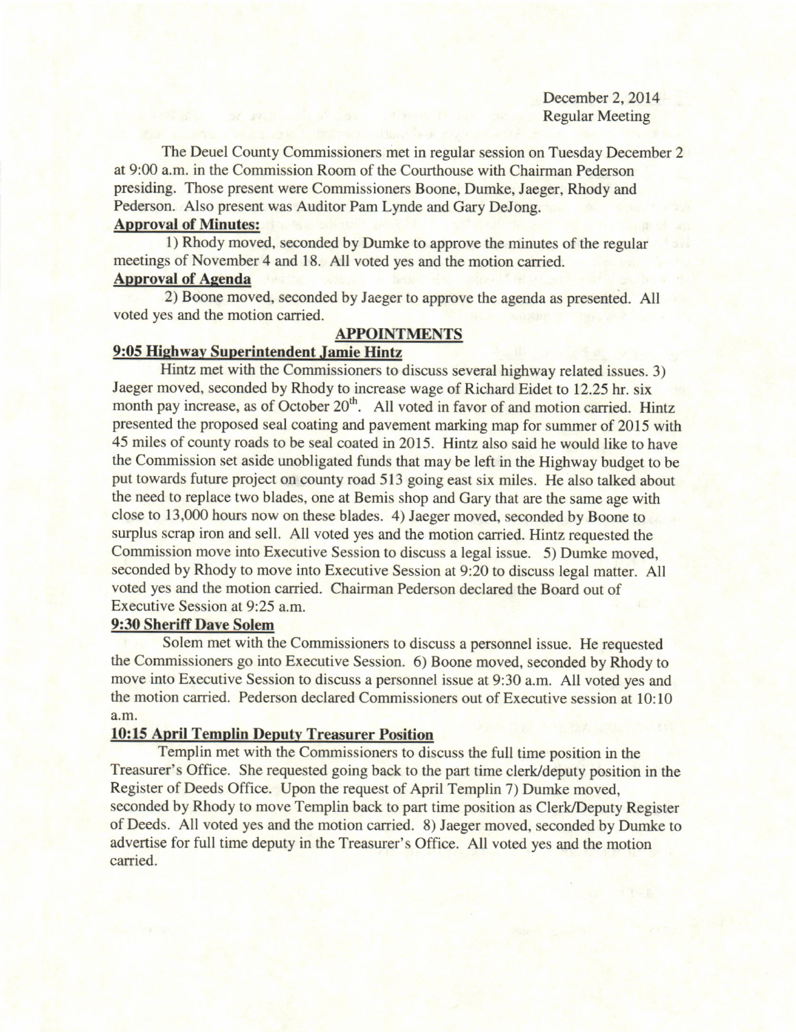December 2, 2014
Regular Meeting

The Deuel County Commissioners met in regular session on Tuesday December 2 at 9:00 a.m. in the Commission Room of the Courthouse with Chairman Pederson presiding. Those present were Commissioners Boone, Dumke, Jaeger, Rhody and Pederson. Also present was Auditor Pam Lynde and Gary DeJong.

**Approval of Minutes:**

1) Rhody moved, seconded by Dumke to approve the minutes of the regular meetings of November 4 and 18. All voted yes and the motion carried.

**Approval of Agenda**

2) Boone moved, seconded by Jaeger to approve the agenda as presented. All voted yes and the motion carried.

**APPOINTMENTS**

**9:05 Highway Superintendent Jamie Hintz**

Hintz met with the Commissioners to discuss several highway related issues. 3) Jaeger moved, seconded by Rhody to increase wage of Richard Eidet to 12.25 hr. six month pay increase, as of October 20th. All voted in favor of and motion carried. Hintz presented the proposed seal coating and pavement marking map for summer of 2015 with 45 miles of county roads to be seal coated in 2015. Hintz also said he would like to have the Commission set aside unobligated funds that may be left in the Highway budget to be put towards future project on county road 513 going east six miles. He also talked about the need to replace two blades, one at Bemis shop and Gary that are the same age with close to 13,000 hours now on these blades. 4) Jaeger moved, seconded by Boone to surplus scrap iron and sell. All voted yes and the motion carried. Hintz requested the Commission move into Executive Session to discuss a legal issue. 5) Dumke moved, seconded by Rhody to move into Executive Session at 9:20 to discuss legal matter. All voted yes and the motion carried. Chairman Pederson declared the Board out of Executive Session at 9:25 a.m.

**9:30 Sheriff Dave Solem**

Solem met with the Commissioners to discuss a personnel issue. He requested the Commissioners go into Executive Session. 6) Boone moved, seconded by Rhody to move into Executive Session to discuss a personnel issue at 9:30 a.m. All voted yes and the motion carried. Pederson declared Commissioners out of Executive session at 10:10 a.m.

**10:15 April Templin Deputy Treasurer Position**

Templin met with the Commissioners to discuss the full time position in the Treasurer's Office. She requested going back to the part time clerk/deputy position in the Register of Deeds Office. Upon the request of April Templin 7) Dumke moved, seconded by Rhody to move Templin back to part time position as Clerk/Deputy Register of Deeds. All voted yes and the motion carried. 8) Jaeger moved, seconded by Dumke to advertise for full time deputy in the Treasurer's Office. All voted yes and the motion carried.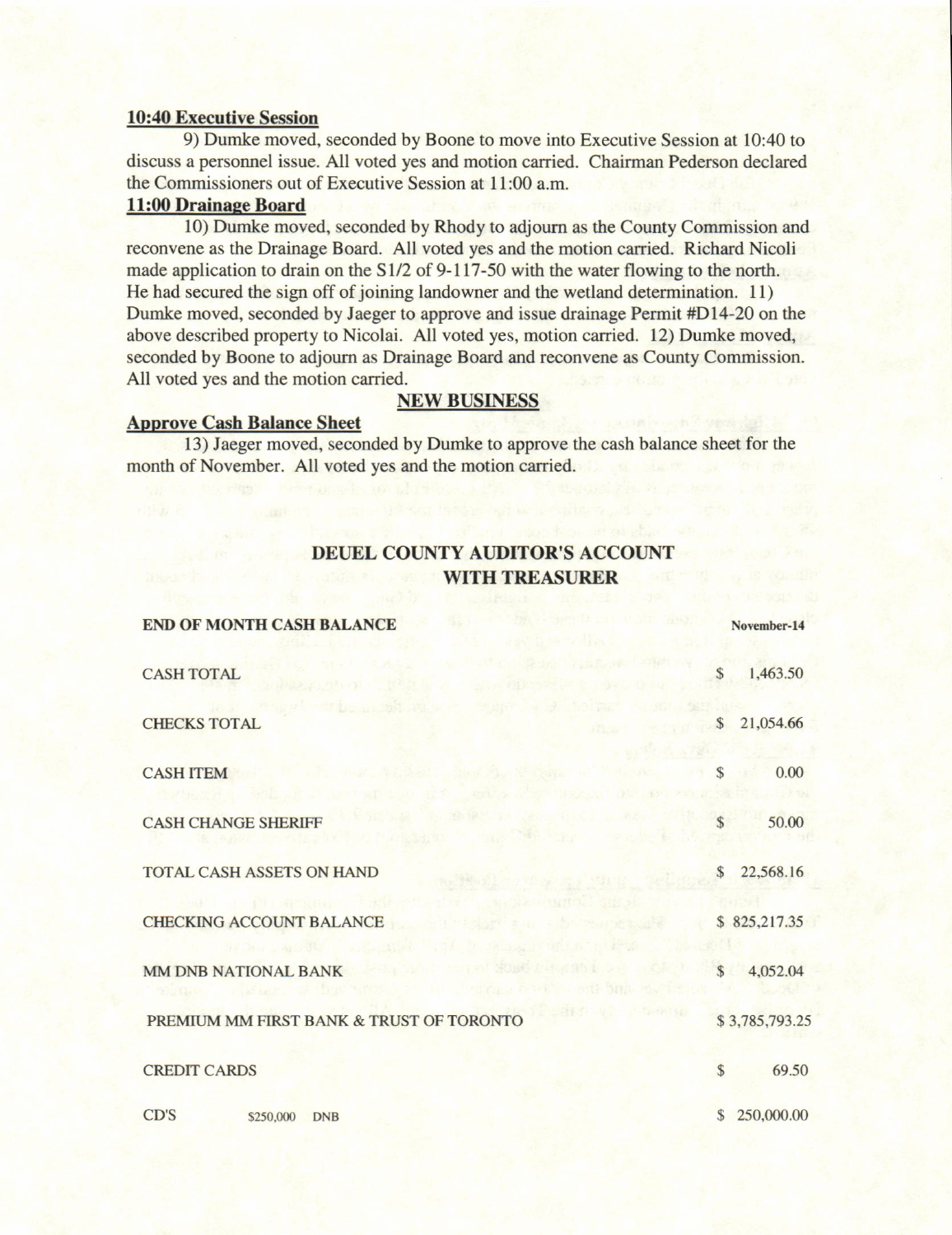**10:40 Executive Session**

9) Dumke moved, seconded by Boone to move into Executive Session at 10:40 to discuss a personnel issue. All voted yes and motion carried. Chairman Pederson declared the Commissioners out of Executive Session at 11:00 a.m.

**11:00 Drainage Board**

10) Dumke moved, seconded by Rhody to adjourn as the County Commission and reconvene as the Drainage Board. All voted yes and the motion carried. Richard Nicoli made application to drain on the S1/2 of 9-117-50 with the water flowing to the north. He had secured the sign off of joining landowner and the wetland determination. 11) Dumke moved, seconded by Jaeger to approve and issue drainage Permit #D14-20 on the above described property to Nicolai. All voted yes, motion carried. 12) Dumke moved, seconded by Boone to adjourn as Drainage Board and reconvene as County Commission. All voted yes and the motion carried.

## NEW BUSINESS

**Approve Cash Balance Sheet**

13) Jaeger moved, seconded by Dumke to approve the cash balance sheet for the month of November. All voted yes and the motion carried.

## DEUEL COUNTY AUDITOR'S ACCOUNT WITH TREASURER

| END OF MONTH CASH BALANCE | November-14 |
|---|---|
| CASH TOTAL | $ 1,463.50 |
| CHECKS TOTAL | $ 21,054.66 |
| CASH ITEM | $ 0.00 |
| CASH CHANGE SHERIFF | $ 50.00 |
| TOTAL CASH ASSETS ON HAND | $ 22,568.16 |
| CHECKING ACCOUNT BALANCE | $ 825,217.35 |
| MM DNB NATIONAL BANK | $ 4,052.04 |
| PREMIUM MM FIRST BANK & TRUST OF TORONTO | $ 3,785,793.25 |
| CREDIT CARDS | $ 69.50 |
| CD'S $250,000 DNB | $ 250,000.00 |